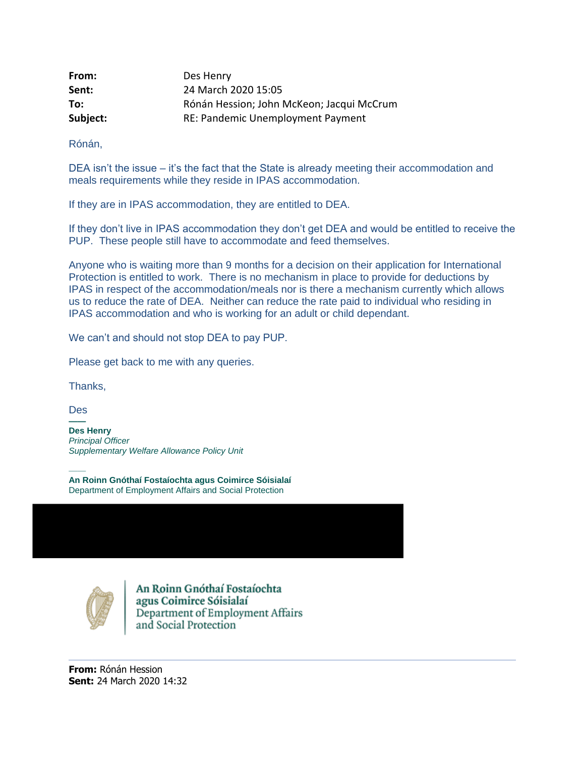**From:** Des Henry
**Sent:** 24 March 2020 15:05
**To:** Rónán Hession; John McKeon; Jacqui McCrum
**Subject:** RE: Pandemic Unemployment Payment

Rónán,

DEA isn't the issue – it's the fact that the State is already meeting their accommodation and meals requirements while they reside in IPAS accommodation.

If they are in IPAS accommodation, they are entitled to DEA.

If they don't live in IPAS accommodation they don't get DEA and would be entitled to receive the PUP. These people still have to accommodate and feed themselves.

Anyone who is waiting more than 9 months for a decision on their application for International Protection is entitled to work. There is no mechanism in place to provide for deductions by IPAS in respect of the accommodation/meals nor is there a mechanism currently which allows us to reduce the rate of DEA. Neither can reduce the rate paid to individual who residing in IPAS accommodation and who is working for an adult or child dependant.

We can't and should not stop DEA to pay PUP.

Please get back to me with any queries.

Thanks,

Des

**Des Henry**
*Principal Officer*
*Supplementary Welfare Allowance Policy Unit*

**An Roinn Gnóthaí Fostaíochta agus Coimirce Sóisialaí**
Department of Employment Affairs and Social Protection

An Roinn Gnóthaí Fostaíochta agus Coimirce Sóisialaí
Department of Employment Affairs and Social Protection

---

**From:** Rónán Hession
**Sent:** 24 March 2020 14:32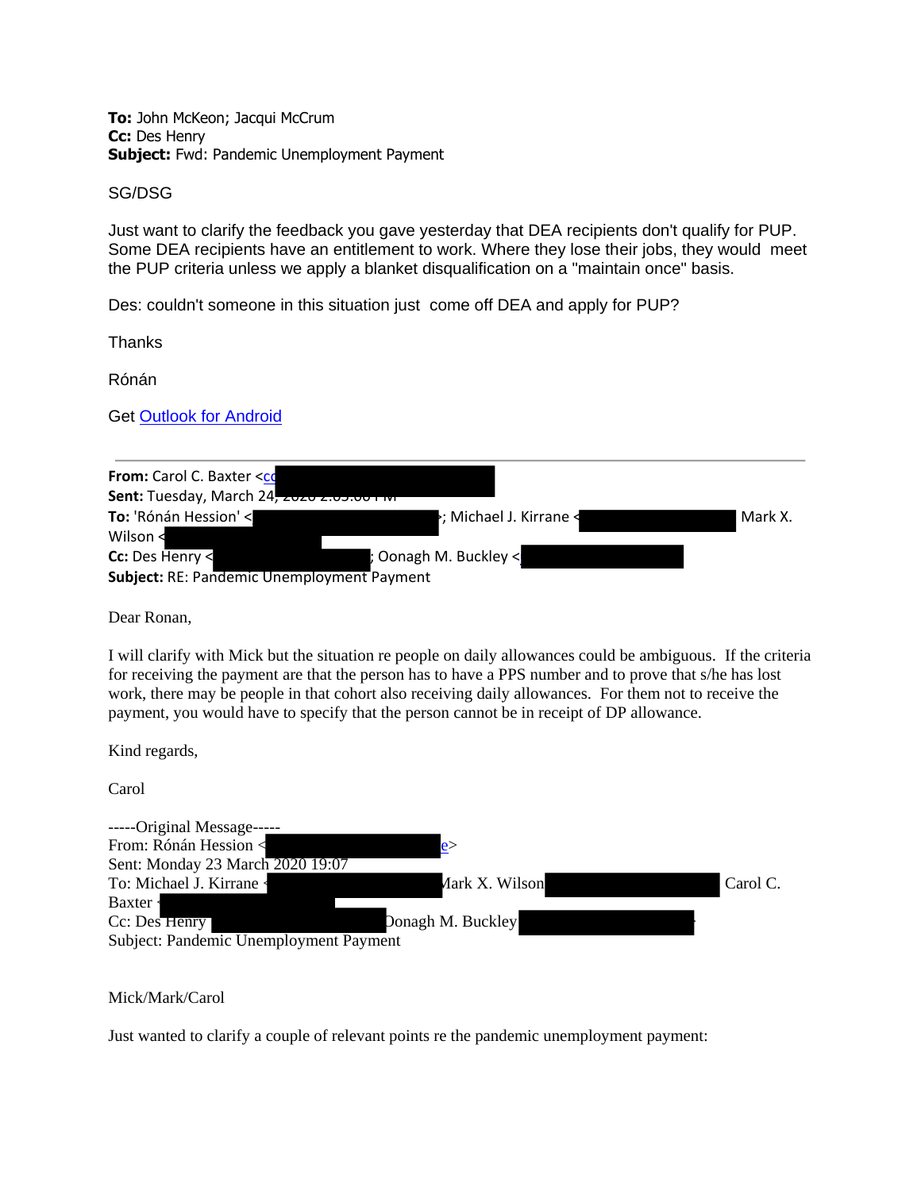**To:** John McKeon; Jacqui McCrum
**Cc:** Des Henry
**Subject:** Fwd: Pandemic Unemployment Payment

SG/DSG

Just want to clarify the feedback you gave yesterday that DEA recipients don't qualify for PUP. Some DEA recipients have an entitlement to work. Where they lose their jobs, they would meet the PUP criteria unless we apply a blanket disqualification on a "maintain once" basis.

Des: couldn't someone in this situation just come off DEA and apply for PUP?

Thanks

Rónán

Get Outlook for Android

---

**From:** Carol C. Baxter <co
**Sent:** Tuesday, March 24, 2020 2:05:00 PM
**To:** 'Rónán Hession' <; Michael J. Kirrane < Mark X. Wilson <
**Cc:** Des Henry < ; Oonagh M. Buckley <
**Subject:** RE: Pandemic Unemployment Payment

Dear Ronan,

I will clarify with Mick but the situation re people on daily allowances could be ambiguous. If the criteria for receiving the payment are that the person has to have a PPS number and to prove that s/he has lost work, there may be people in that cohort also receiving daily allowances. For them not to receive the payment, you would have to specify that the person cannot be in receipt of DP allowance.

Kind regards,

Carol

-----Original Message-----
From: Rónán Hession < e>
Sent: Monday 23 March 2020 19:07
To: Michael J. Kirrane < Mark X. Wilson Carol C. Baxter <
Cc: Des Henry Oonagh M. Buckley
Subject: Pandemic Unemployment Payment

Mick/Mark/Carol

Just wanted to clarify a couple of relevant points re the pandemic unemployment payment: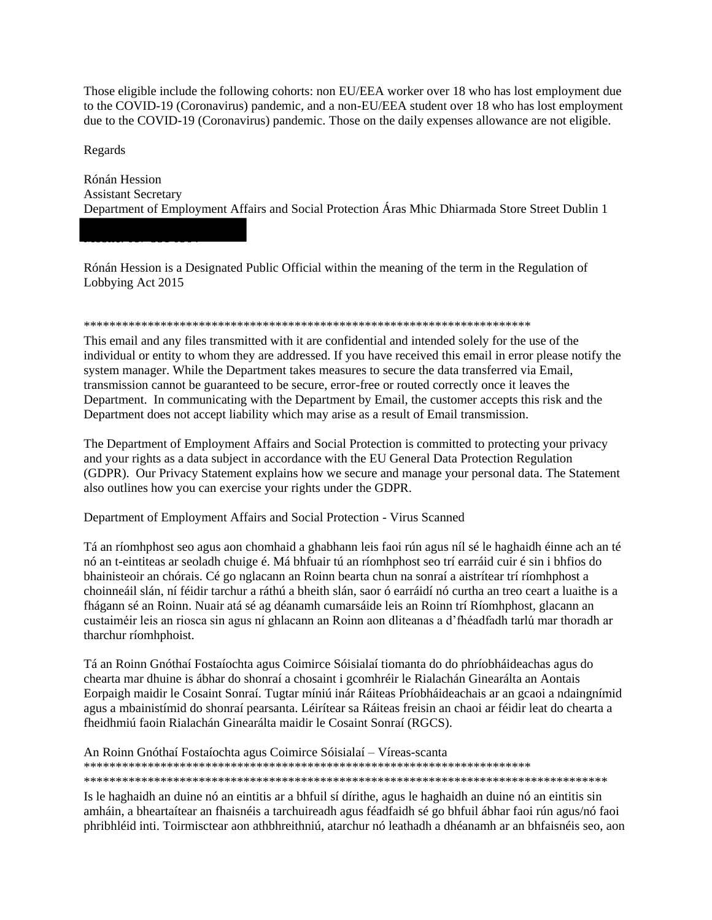Those eligible include the following cohorts: non EU/EEA worker over 18 who has lost employment due to the COVID-19 (Coronavirus) pandemic, and a non-EU/EEA student over 18 who has lost employment due to the COVID-19 (Coronavirus) pandemic. Those on the daily expenses allowance are not eligible.

Regards

Rónán Hession
Assistant Secretary
Department of Employment Affairs and Social Protection Áras Mhic Dhiarmada Store Street Dublin 1

Rónán Hession is a Designated Public Official within the meaning of the term in the Regulation of Lobbying Act 2015

************************************************************************

This email and any files transmitted with it are confidential and intended solely for the use of the individual or entity to whom they are addressed. If you have received this email in error please notify the system manager. While the Department takes measures to secure the data transferred via Email, transmission cannot be guaranteed to be secure, error-free or routed correctly once it leaves the Department. In communicating with the Department by Email, the customer accepts this risk and the Department does not accept liability which may arise as a result of Email transmission.

The Department of Employment Affairs and Social Protection is committed to protecting your privacy and your rights as a data subject in accordance with the EU General Data Protection Regulation (GDPR). Our Privacy Statement explains how we secure and manage your personal data. The Statement also outlines how you can exercise your rights under the GDPR.

Department of Employment Affairs and Social Protection - Virus Scanned

Tá an ríomhphost seo agus aon chomhaid a ghabhann leis faoi rún agus níl sé le haghaidh éinne ach an té nó an t-eintiteas ar seoladh chuige é. Má bhfuair tú an ríomhphost seo trí earráid cuir é sin i bhfios do bhainisteoir an chórais. Cé go nglacann an Roinn bearta chun na sonraí a aistrítear trí ríomhphost a choinneáil slán, ní féidir tarchur a ráthú a bheith slán, saor ó earráidí nó curtha an treo ceart a luaithe is a fhágann sé an Roinn. Nuair atá sé ag déanamh cumarsáide leis an Roinn trí Ríomhphost, glacann an custaiméir leis an riosca sin agus ní ghlacann an Roinn aon dliteanas a d'fhéadfadh tarlú mar thoradh ar tharchur ríomhphoist.

Tá an Roinn Gnóthaí Fostaíochta agus Coimirce Sóisialaí tiomanta do do phríobháideachas agus do chearta mar dhuine is ábhar do shonraí a chosaint i gcomhréir le Rialachán Ginearálta an Aontais Eorpaigh maidir le Cosaint Sonraí. Tugtar míniú inár Ráiteas Príobháideachais ar an gcaoi a ndaingnímid agus a mbainistímid do shonraí pearsanta. Léirítear sa Ráiteas freisin an chaoi ar féidir leat do chearta a fheidhmiú faoin Rialachán Ginearálta maidir le Cosaint Sonraí (RGCS).

An Roinn Gnóthaí Fostaíochta agus Coimirce Sóisialaí – Víreas-scanta
************************************************************************
************************************************************************************

Is le haghaidh an duine nó an eintitis ar a bhfuil sí dírithe, agus le haghaidh an duine nó an eintitis sin amháin, a bheartaítear an fhaisnéis a tarchuireadh agus féadfaidh sé go bhfuil ábhar faoi rún agus/nó faoi phribhléid inti. Toirmisctear aon athbhreithniú, atarchur nó leathadh a dhéanamh ar an bhfaisnéis seo, aon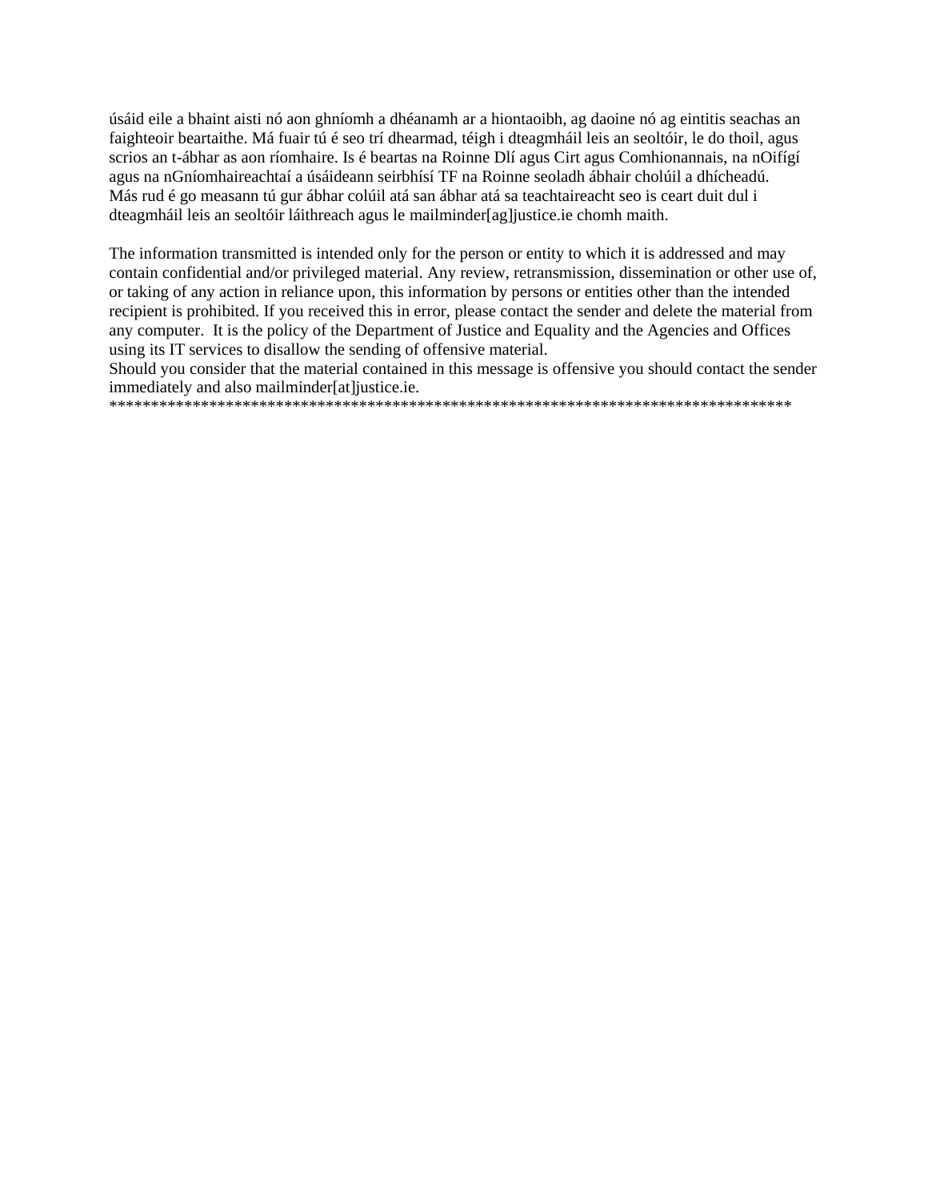úsáid eile a bhaint aisti nó aon ghníomh a dhéanamh ar a hiontaoibh, ag daoine nó ag eintitis seachas an faighteoir beartaithe. Má fuair tú é seo trí dhearmad, téigh i dteagmháil leis an seoltóir, le do thoil, agus scrios an t-ábhar as aon ríomhaire. Is é beartas na Roinne Dlí agus Cirt agus Comhionannais, na nOifígí agus na nGníomhaireachtaí a úsáideann seirbhísí TF na Roinne seoladh ábhair cholúil a dhícheadú.
Más rud é go measann tú gur ábhar colúil atá san ábhar atá sa teachtaireacht seo is ceart duit dul i dteagmháil leis an seoltóir láithreach agus le mailminder[ag]justice.ie chomh maith.

The information transmitted is intended only for the person or entity to which it is addressed and may contain confidential and/or privileged material. Any review, retransmission, dissemination or other use of, or taking of any action in reliance upon, this information by persons or entities other than the intended recipient is prohibited. If you received this in error, please contact the sender and delete the material from any computer. It is the policy of the Department of Justice and Equality and the Agencies and Offices using its IT services to disallow the sending of offensive material.
Should you consider that the material contained in this message is offensive you should contact the sender immediately and also mailminder[at]justice.ie.
************************************************************************************